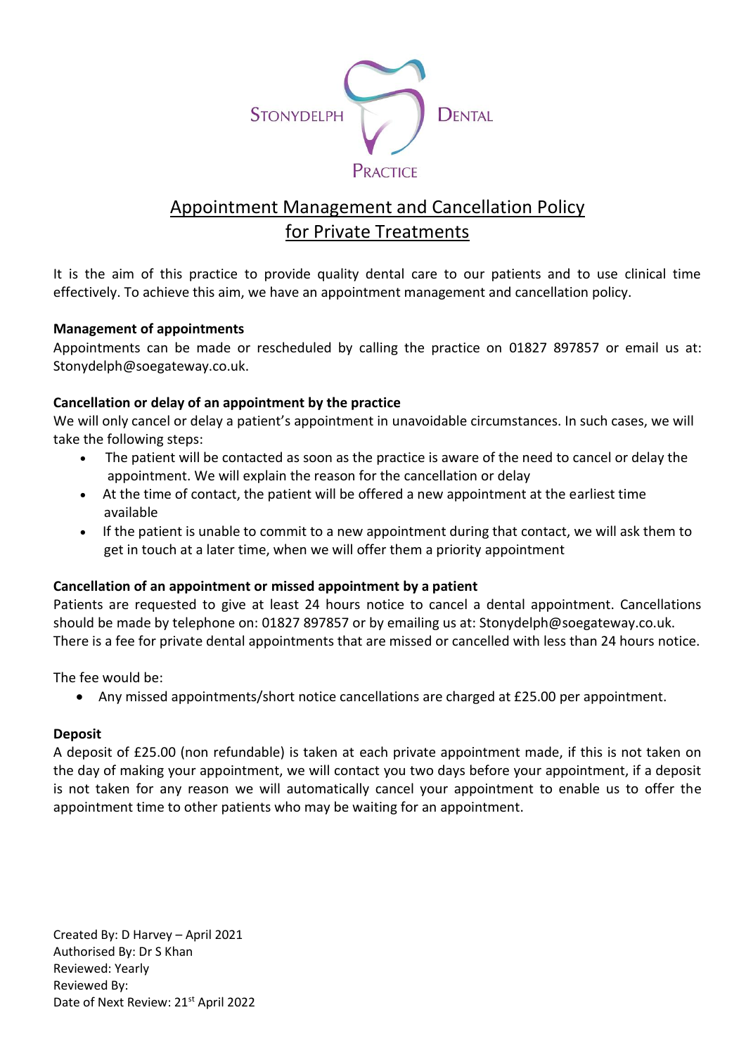STONYDELPH DENTAL PRACTICE

# Appointment Management and Cancellation Policy for Private Treatments

It is the aim of this practice to provide quality dental care to our patients and to use clinical time effectively. To achieve this aim, we have an appointment management and cancellation policy.

**Management of appointments**

Appointments can be made or rescheduled by calling the practice on 01827 897857 or email us at: Stonydelph@soegateway.co.uk.

**Cancellation or delay of an appointment by the practice**

We will only cancel or delay a patient's appointment in unavoidable circumstances. In such cases, we will take the following steps:

- The patient will be contacted as soon as the practice is aware of the need to cancel or delay the appointment. We will explain the reason for the cancellation or delay
- At the time of contact, the patient will be offered a new appointment at the earliest time available
- If the patient is unable to commit to a new appointment during that contact, we will ask them to get in touch at a later time, when we will offer them a priority appointment

**Cancellation of an appointment or missed appointment by a patient**

Patients are requested to give at least 24 hours notice to cancel a dental appointment. Cancellations should be made by telephone on: 01827 897857 or by emailing us at: Stonydelph@soegateway.co.uk. There is a fee for private dental appointments that are missed or cancelled with less than 24 hours notice.

The fee would be:

- Any missed appointments/short notice cancellations are charged at £25.00 per appointment.

**Deposit**

A deposit of £25.00 (non refundable) is taken at each private appointment made, if this is not taken on the day of making your appointment, we will contact you two days before your appointment, if a deposit is not taken for any reason we will automatically cancel your appointment to enable us to offer the appointment time to other patients who may be waiting for an appointment.

Created By: D Harvey – April 2021
Authorised By: Dr S Khan
Reviewed: Yearly
Reviewed By:
Date of Next Review: 21st April 2022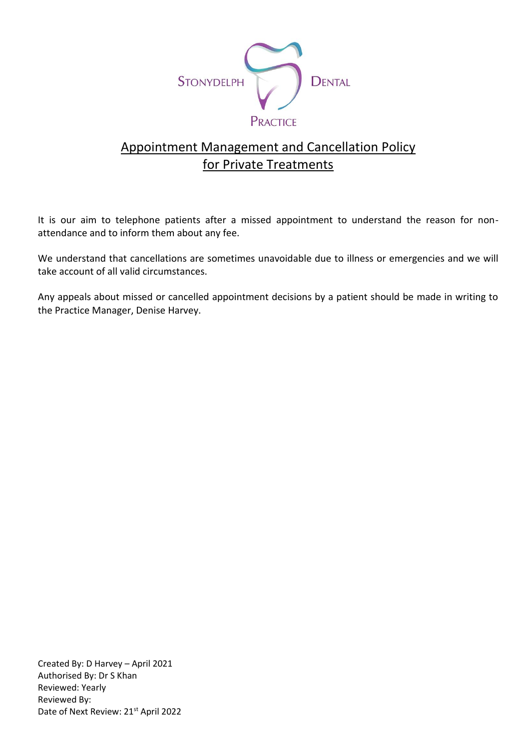STONYDELPH DENTAL PRACTICE

## Appointment Management and Cancellation Policy for Private Treatments

It is our aim to telephone patients after a missed appointment to understand the reason for non-attendance and to inform them about any fee.

We understand that cancellations are sometimes unavoidable due to illness or emergencies and we will take account of all valid circumstances.

Any appeals about missed or cancelled appointment decisions by a patient should be made in writing to the Practice Manager, Denise Harvey.

Created By: D Harvey – April 2021
Authorised By: Dr S Khan
Reviewed: Yearly
Reviewed By:
Date of Next Review: 21st April 2022